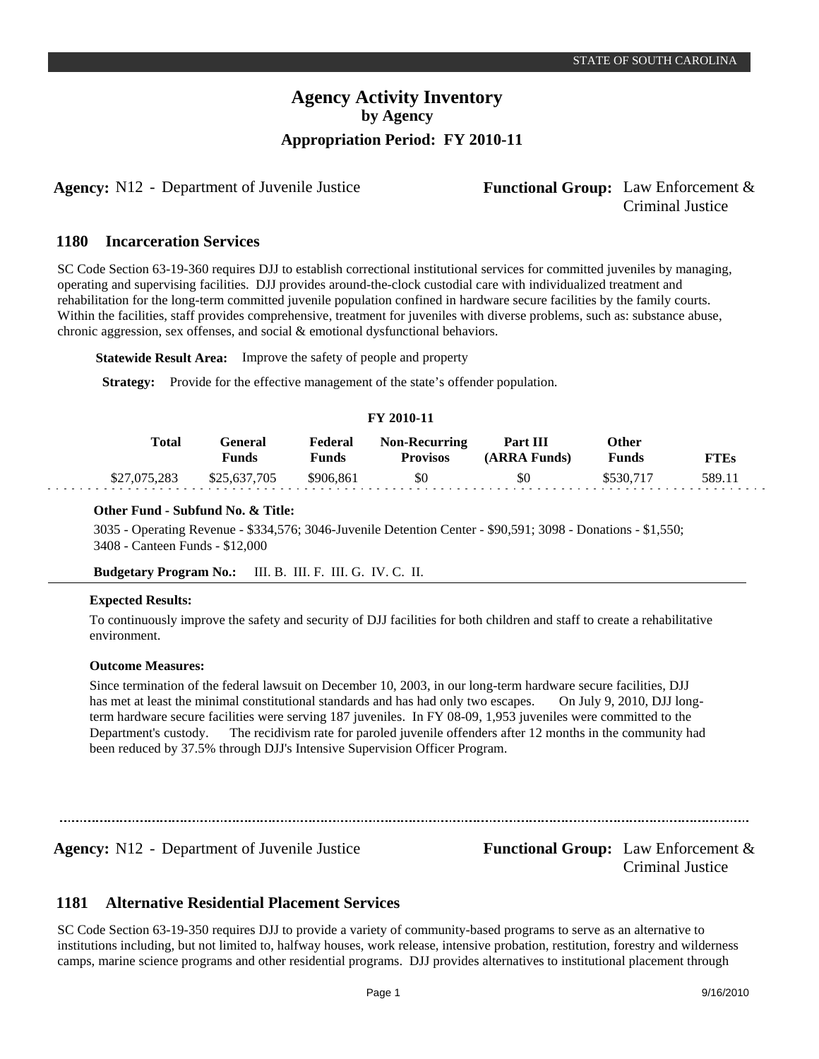# Agency Activity Inventory

## by Agency

### Appropriation Period: FY 2010-11

**Agency:** N12 - Department of Juvenile Justice

**Functional Group:** Law Enforcement & Criminal Justice

## 1180 Incarceration Services

SC Code Section 63-19-360 requires DJJ to establish correctional institutional services for committed juveniles by managing, operating and supervising facilities. DJJ provides around-the-clock custodial care with individualized treatment and rehabilitation for the long-term committed juvenile population confined in hardware secure facilities by the family courts. Within the facilities, staff provides comprehensive, treatment for juveniles with diverse problems, such as: substance abuse, chronic aggression, sex offenses, and social & emotional dysfunctional behaviors.

**Statewide Result Area:** Improve the safety of people and property

**Strategy:** Provide for the effective management of the state's offender population.

**FY 2010-11**

| Total | General Funds | Federal Funds | Non-Recurring Provisos | Part III (ARRA Funds) | Other Funds | FTEs |
|---|---|---|---|---|---|---|
| $27,075,283 | $25,637,705 | $906,861 | $0 | $0 | $530,717 | 589.11 |

**Other Fund - Subfund No. & Title:**

3035 - Operating Revenue - $334,576; 3046-Juvenile Detention Center - $90,591; 3098 - Donations - $1,550; 3408 - Canteen Funds - $12,000

**Budgetary Program No.:** III. B. III. F. III. G. IV. C. II.

**Expected Results:**

To continuously improve the safety and security of DJJ facilities for both children and staff to create a rehabilitative environment.

**Outcome Measures:**

Since termination of the federal lawsuit on December 10, 2003, in our long-term hardware secure facilities, DJJ has met at least the minimal constitutional standards and has had only two escapes. On July 9, 2010, DJJ long-term hardware secure facilities were serving 187 juveniles. In FY 08-09, 1,953 juveniles were committed to the Department's custody. The recidivism rate for paroled juvenile offenders after 12 months in the community had been reduced by 37.5% through DJJ's Intensive Supervision Officer Program.

---

**Agency:** N12 - Department of Juvenile Justice

**Functional Group:** Law Enforcement & Criminal Justice

## 1181 Alternative Residential Placement Services

SC Code Section 63-19-350 requires DJJ to provide a variety of community-based programs to serve as an alternative to institutions including, but not limited to, halfway houses, work release, intensive probation, restitution, forestry and wilderness camps, marine science programs and other residential programs. DJJ provides alternatives to institutional placement through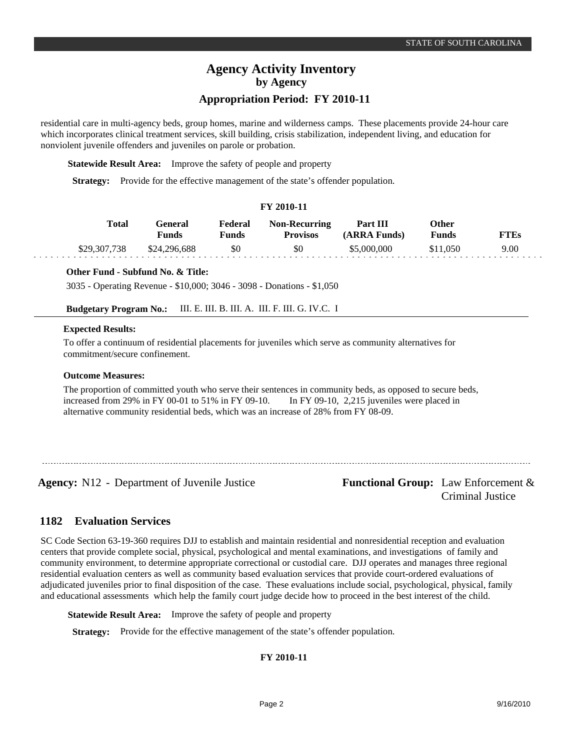residential care in multi-agency beds, group homes, marine and wilderness camps. These placements provide 24-hour care which incorporates clinical treatment services, skill building, crisis stabilization, independent living, and education for nonviolent juvenile offenders and juveniles on parole or probation.

**Statewide Result Area:** Improve the safety of people and property

**Strategy:** Provide for the effective management of the state's offender population.

**FY 2010-11**

| Total | General Funds | Federal Funds | Non-Recurring Provisos | Part III (ARRA Funds) | Other Funds | FTEs |
|---|---|---|---|---|---|---|
| $29,307,738 | $24,296,688 | $0 | $0 | $5,000,000 | $11,050 | 9.00 |

**Other Fund - Subfund No. & Title:**

3035 - Operating Revenue - $10,000; 3046 - 3098 - Donations - $1,050

**Budgetary Program No.:** III. E. III. B. III. A. III. F. III. G. IV.C. I

**Expected Results:**

To offer a continuum of residential placements for juveniles which serve as community alternatives for commitment/secure confinement.

**Outcome Measures:**

The proportion of committed youth who serve their sentences in community beds, as opposed to secure beds, increased from 29% in FY 00-01 to 51% in FY 09-10. In FY 09-10, 2,215 juveniles were placed in alternative community residential beds, which was an increase of 28% from FY 08-09.

---

**Agency:** N12 - Department of Juvenile Justice

**Functional Group:** Law Enforcement & Criminal Justice

## 1182 Evaluation Services

SC Code Section 63-19-360 requires DJJ to establish and maintain residential and nonresidential reception and evaluation centers that provide complete social, physical, psychological and mental examinations, and investigations of family and community environment, to determine appropriate correctional or custodial care. DJJ operates and manages three regional residential evaluation centers as well as community based evaluation services that provide court-ordered evaluations of adjudicated juveniles prior to final disposition of the case. These evaluations include social, psychological, physical, family and educational assessments which help the family court judge decide how to proceed in the best interest of the child.

**Statewide Result Area:** Improve the safety of people and property

**Strategy:** Provide for the effective management of the state's offender population.

**FY 2010-11**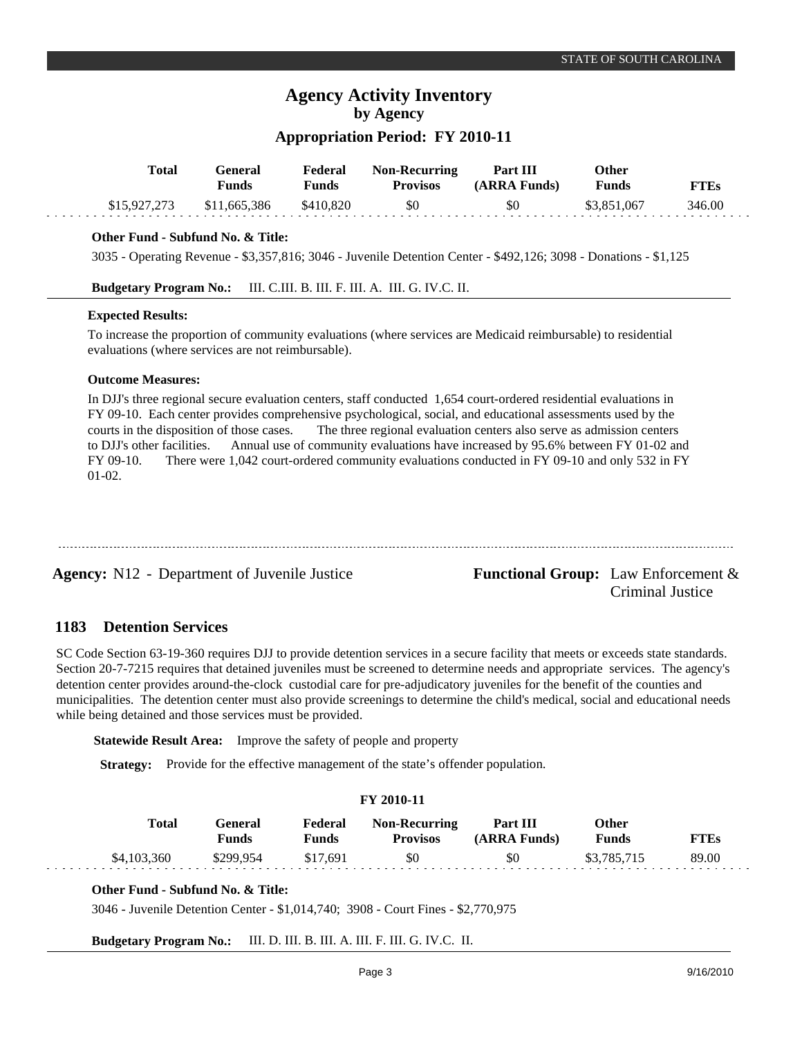# Agency Activity Inventory

**by Agency**

**Appropriation Period: FY 2010-11**

| Total | General Funds | Federal Funds | Non-Recurring Provisos | Part III (ARRA Funds) | Other Funds | FTEs |
|---|---|---|---|---|---|---|
| $15,927,273 | $11,665,386 | $410,820 | $0 | $0 | $3,851,067 | 346.00 |

**Other Fund - Subfund No. & Title:**

3035 - Operating Revenue - $3,357,816; 3046 - Juvenile Detention Center - $492,126; 3098 - Donations - $1,125

**Budgetary Program No.:** III. C.III. B. III. F. III. A. III. G. IV.C. II.

**Expected Results:**

To increase the proportion of community evaluations (where services are Medicaid reimbursable) to residential evaluations (where services are not reimbursable).

**Outcome Measures:**

In DJJ's three regional secure evaluation centers, staff conducted 1,654 court-ordered residential evaluations in FY 09-10. Each center provides comprehensive psychological, social, and educational assessments used by the courts in the disposition of those cases. The three regional evaluation centers also serve as admission centers to DJJ's other facilities. Annual use of community evaluations have increased by 95.6% between FY 01-02 and FY 09-10. There were 1,042 court-ordered community evaluations conducted in FY 09-10 and only 532 in FY 01-02.

---

**Agency:** N12 - Department of Juvenile Justice

**Functional Group:** Law Enforcement & Criminal Justice

## 1183 Detention Services

SC Code Section 63-19-360 requires DJJ to provide detention services in a secure facility that meets or exceeds state standards. Section 20-7-7215 requires that detained juveniles must be screened to determine needs and appropriate services. The agency's detention center provides around-the-clock custodial care for pre-adjudicatory juveniles for the benefit of the counties and municipalities. The detention center must also provide screenings to determine the child's medical, social and educational needs while being detained and those services must be provided.

**Statewide Result Area:** Improve the safety of people and property

**Strategy:** Provide for the effective management of the state's offender population.

**FY 2010-11**

| Total | General Funds | Federal Funds | Non-Recurring Provisos | Part III (ARRA Funds) | Other Funds | FTEs |
|---|---|---|---|---|---|---|
| $4,103,360 | $299,954 | $17,691 | $0 | $0 | $3,785,715 | 89.00 |

**Other Fund - Subfund No. & Title:**

3046 - Juvenile Detention Center - $1,014,740; 3908 - Court Fines - $2,770,975

**Budgetary Program No.:** III. D. III. B. III. A. III. F. III. G. IV.C. II.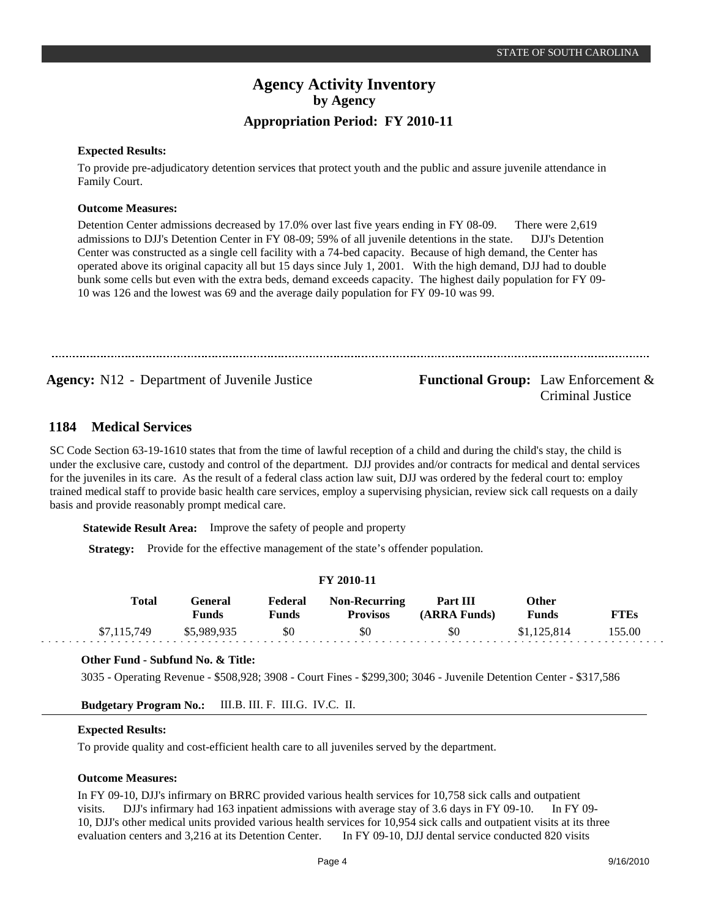**Expected Results:**

To provide pre-adjudicatory detention services that protect youth and the public and assure juvenile attendance in Family Court.

**Outcome Measures:**

Detention Center admissions decreased by 17.0% over last five years ending in FY 08-09. There were 2,619 admissions to DJJ's Detention Center in FY 08-09; 59% of all juvenile detentions in the state. DJJ's Detention Center was constructed as a single cell facility with a 74-bed capacity. Because of high demand, the Center has operated above its original capacity all but 15 days since July 1, 2001. With the high demand, DJJ had to double bunk some cells but even with the extra beds, demand exceeds capacity. The highest daily population for FY 09-10 was 126 and the lowest was 69 and the average daily population for FY 09-10 was 99.

---

**Agency:** N12 - Department of Juvenile Justice

**Functional Group:** Law Enforcement & Criminal Justice

## 1184 Medical Services

SC Code Section 63-19-1610 states that from the time of lawful reception of a child and during the child's stay, the child is under the exclusive care, custody and control of the department. DJJ provides and/or contracts for medical and dental services for the juveniles in its care. As the result of a federal class action law suit, DJJ was ordered by the federal court to: employ trained medical staff to provide basic health care services, employ a supervising physician, review sick call requests on a daily basis and provide reasonably prompt medical care.

**Statewide Result Area:** Improve the safety of people and property

**Strategy:** Provide for the effective management of the state's offender population.

**FY 2010-11**

| Total | General Funds | Federal Funds | Non-Recurring Provisos | Part III (ARRA Funds) | Other Funds | FTEs |
|---|---|---|---|---|---|---|
| $7,115,749 | $5,989,935 | $0 | $0 | $0 | $1,125,814 | 155.00 |

**Other Fund - Subfund No. & Title:**

3035 - Operating Revenue - $508,928; 3908 - Court Fines - $299,300; 3046 - Juvenile Detention Center - $317,586

**Budgetary Program No.:** III.B. III. F. III.G. IV.C. II.

**Expected Results:**

To provide quality and cost-efficient health care to all juveniles served by the department.

**Outcome Measures:**

In FY 09-10, DJJ's infirmary on BRRC provided various health services for 10,758 sick calls and outpatient visits. DJJ's infirmary had 163 inpatient admissions with average stay of 3.6 days in FY 09-10. In FY 09-10, DJJ's other medical units provided various health services for 10,954 sick calls and outpatient visits at its three evaluation centers and 3,216 at its Detention Center. In FY 09-10, DJJ dental service conducted 820 visits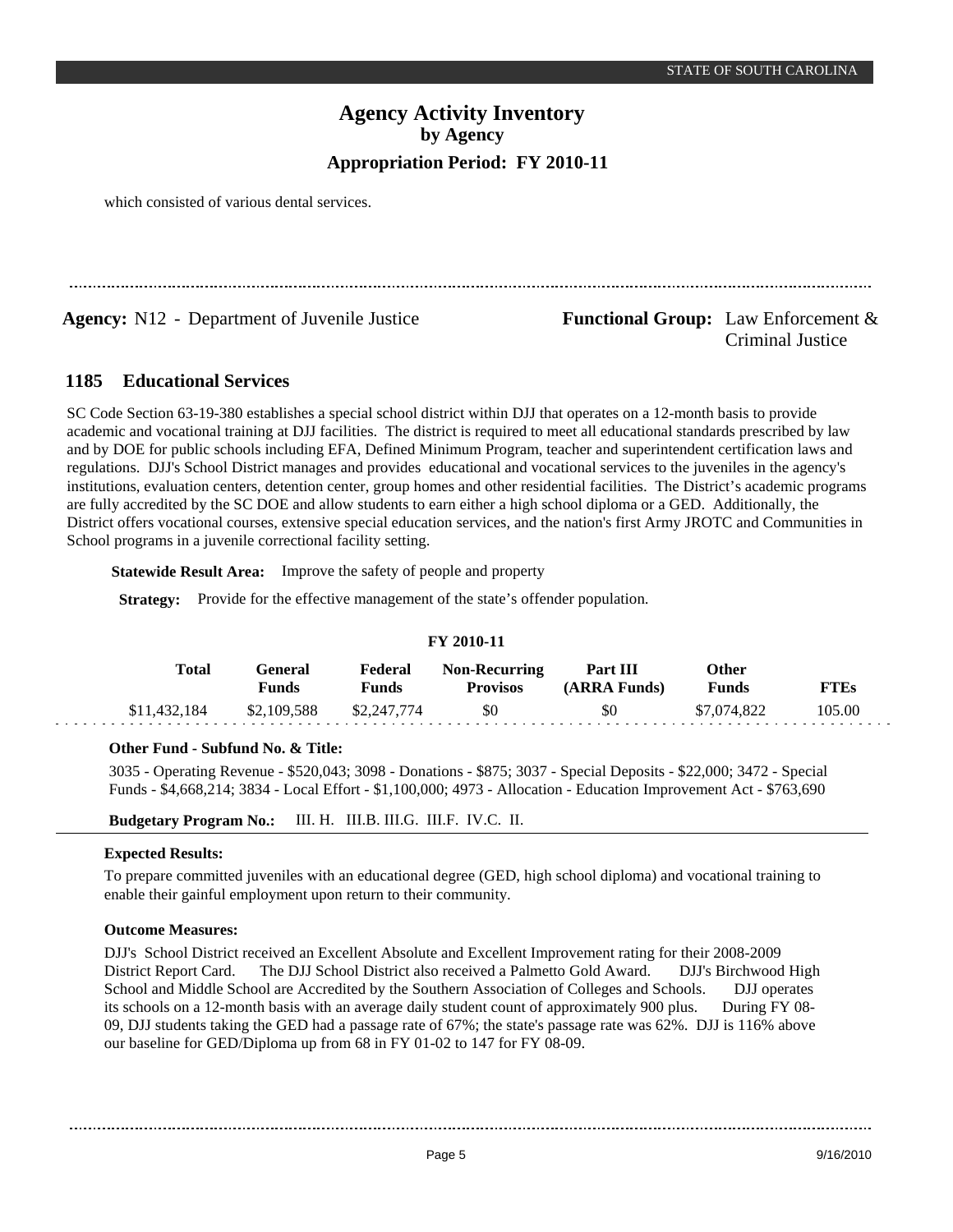which consisted of various dental services.

**Agency:** N12 - Department of Juvenile Justice **Functional Group:** Law Enforcement & Criminal Justice

## 1185 Educational Services

SC Code Section 63-19-380 establishes a special school district within DJJ that operates on a 12-month basis to provide academic and vocational training at DJJ facilities. The district is required to meet all educational standards prescribed by law and by DOE for public schools including EFA, Defined Minimum Program, teacher and superintendent certification laws and regulations. DJJ's School District manages and provides educational and vocational services to the juveniles in the agency's institutions, evaluation centers, detention center, group homes and other residential facilities. The District's academic programs are fully accredited by the SC DOE and allow students to earn either a high school diploma or a GED. Additionally, the District offers vocational courses, extensive special education services, and the nation's first Army JROTC and Communities in School programs in a juvenile correctional facility setting.

**Statewide Result Area:** Improve the safety of people and property

**Strategy:** Provide for the effective management of the state's offender population.

**FY 2010-11**

| Total | General Funds | Federal Funds | Non-Recurring Provisos | Part III (ARRA Funds) | Other Funds | FTEs |
|---|---|---|---|---|---|---|
| $11,432,184 | $2,109,588 | $2,247,774 | $0 | $0 | $7,074,822 | 105.00 |

**Other Fund - Subfund No. & Title:**

3035 - Operating Revenue - $520,043; 3098 - Donations - $875; 3037 - Special Deposits - $22,000; 3472 - Special Funds - $4,668,214; 3834 - Local Effort - $1,100,000; 4973 - Allocation - Education Improvement Act - $763,690

**Budgetary Program No.:** III. H. III.B. III.G. III.F. IV.C. II.

**Expected Results:**

To prepare committed juveniles with an educational degree (GED, high school diploma) and vocational training to enable their gainful employment upon return to their community.

**Outcome Measures:**

DJJ's School District received an Excellent Absolute and Excellent Improvement rating for their 2008-2009 District Report Card. The DJJ School District also received a Palmetto Gold Award. DJJ's Birchwood High School and Middle School are Accredited by the Southern Association of Colleges and Schools. DJJ operates its schools on a 12-month basis with an average daily student count of approximately 900 plus. During FY 08-09, DJJ students taking the GED had a passage rate of 67%; the state's passage rate was 62%. DJJ is 116% above our baseline for GED/Diploma up from 68 in FY 01-02 to 147 for FY 08-09.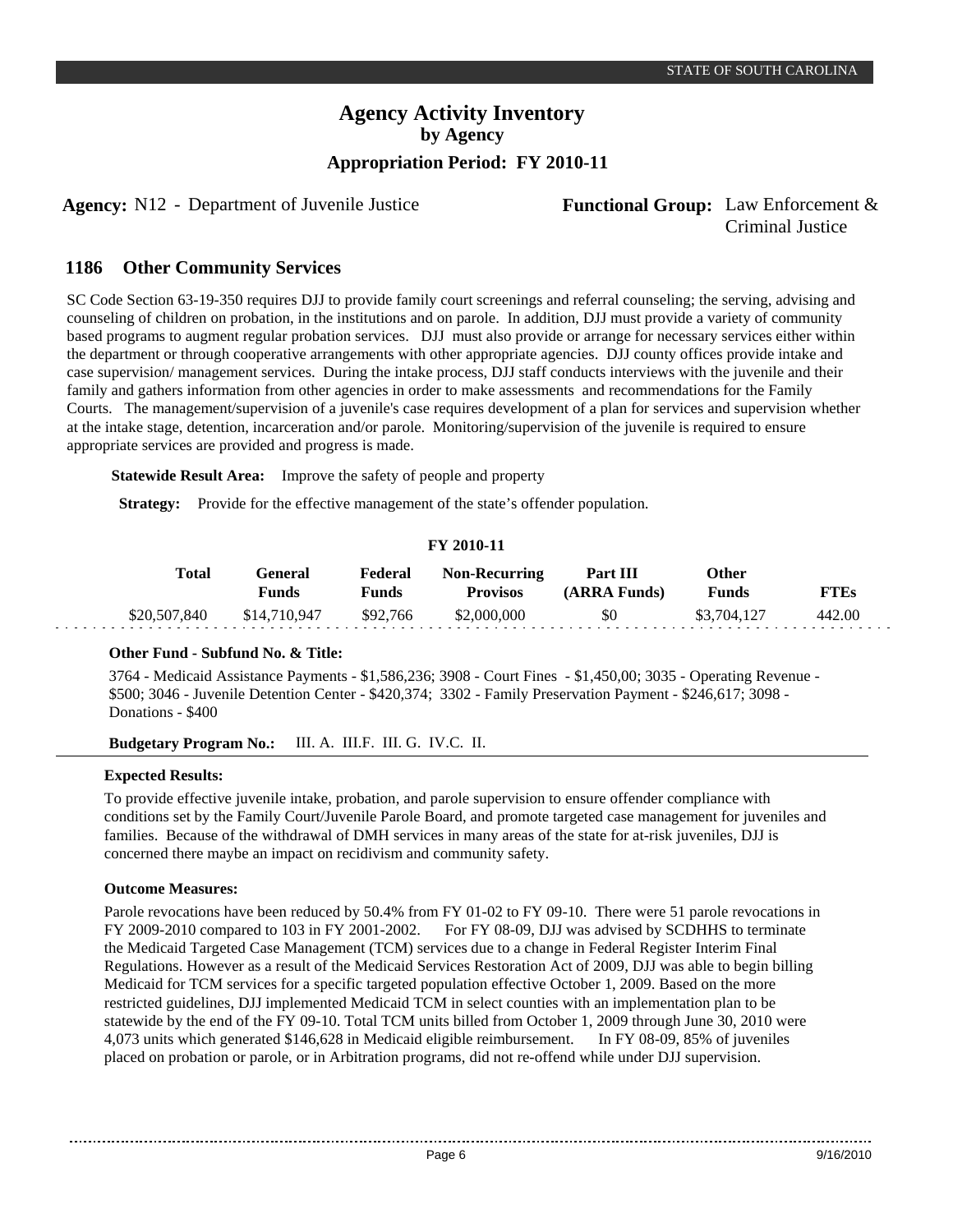STATE OF SOUTH CAROLINA

# Agency Activity Inventory
## by Agency
### Appropriation Period: FY 2010-11

**Agency:** N12 - Department of Juvenile Justice

**Functional Group:** Law Enforcement & Criminal Justice

## 1186 Other Community Services

SC Code Section 63-19-350 requires DJJ to provide family court screenings and referral counseling; the serving, advising and counseling of children on probation, in the institutions and on parole. In addition, DJJ must provide a variety of community based programs to augment regular probation services. DJJ must also provide or arrange for necessary services either within the department or through cooperative arrangements with other appropriate agencies. DJJ county offices provide intake and case supervision/ management services. During the intake process, DJJ staff conducts interviews with the juvenile and their family and gathers information from other agencies in order to make assessments and recommendations for the Family Courts. The management/supervision of a juvenile's case requires development of a plan for services and supervision whether at the intake stage, detention, incarceration and/or parole. Monitoring/supervision of the juvenile is required to ensure appropriate services are provided and progress is made.

**Statewide Result Area:** Improve the safety of people and property

**Strategy:** Provide for the effective management of the state's offender population.

**FY 2010-11**

| Total | General Funds | Federal Funds | Non-Recurring Provisos | Part III (ARRA Funds) | Other Funds | FTEs |
|---|---|---|---|---|---|---|
| $20,507,840 | $14,710,947 | $92,766 | $2,000,000 | $0 | $3,704,127 | 442.00 |

**Other Fund - Subfund No. & Title:**

3764 - Medicaid Assistance Payments - $1,586,236; 3908 - Court Fines - $1,450,00; 3035 - Operating Revenue - $500; 3046 - Juvenile Detention Center - $420,374; 3302 - Family Preservation Payment - $246,617; 3098 - Donations - $400

**Budgetary Program No.:** III. A. III.F. III. G. IV.C. II.

**Expected Results:**

To provide effective juvenile intake, probation, and parole supervision to ensure offender compliance with conditions set by the Family Court/Juvenile Parole Board, and promote targeted case management for juveniles and families. Because of the withdrawal of DMH services in many areas of the state for at-risk juveniles, DJJ is concerned there maybe an impact on recidivism and community safety.

**Outcome Measures:**

Parole revocations have been reduced by 50.4% from FY 01-02 to FY 09-10. There were 51 parole revocations in FY 2009-2010 compared to 103 in FY 2001-2002. For FY 08-09, DJJ was advised by SCDHHS to terminate the Medicaid Targeted Case Management (TCM) services due to a change in Federal Register Interim Final Regulations. However as a result of the Medicaid Services Restoration Act of 2009, DJJ was able to begin billing Medicaid for TCM services for a specific targeted population effective October 1, 2009. Based on the more restricted guidelines, DJJ implemented Medicaid TCM in select counties with an implementation plan to be statewide by the end of the FY 09-10. Total TCM units billed from October 1, 2009 through June 30, 2010 were 4,073 units which generated $146,628 in Medicaid eligible reimbursement. In FY 08-09, 85% of juveniles placed on probation or parole, or in Arbitration programs, did not re-offend while under DJJ supervision.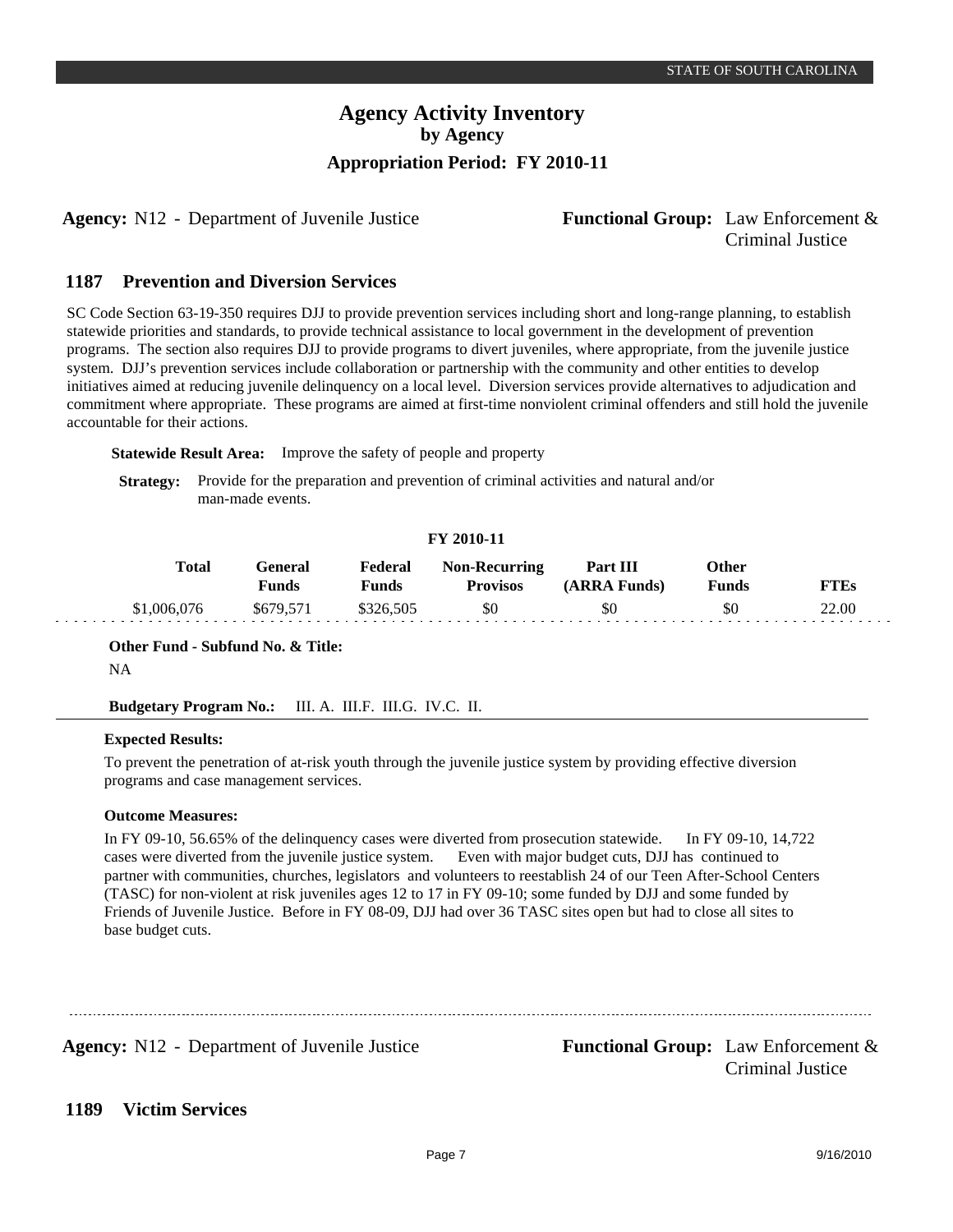# Agency Activity Inventory
## by Agency
### Appropriation Period: FY 2010-11

**Agency:** N12 - Department of Juvenile Justice **Functional Group:** Law Enforcement & Criminal Justice

## 1187 Prevention and Diversion Services

SC Code Section 63-19-350 requires DJJ to provide prevention services including short and long-range planning, to establish statewide priorities and standards, to provide technical assistance to local government in the development of prevention programs. The section also requires DJJ to provide programs to divert juveniles, where appropriate, from the juvenile justice system. DJJ's prevention services include collaboration or partnership with the community and other entities to develop initiatives aimed at reducing juvenile delinquency on a local level. Diversion services provide alternatives to adjudication and commitment where appropriate. These programs are aimed at first-time nonviolent criminal offenders and still hold the juvenile accountable for their actions.

**Statewide Result Area:** Improve the safety of people and property

**Strategy:** Provide for the preparation and prevention of criminal activities and natural and/or man-made events.

**FY 2010-11**

| Total | General Funds | Federal Funds | Non-Recurring Provisos | Part III (ARRA Funds) | Other Funds | FTEs |
|---|---|---|---|---|---|---|
| $1,006,076 | $679,571 | $326,505 | $0 | $0 | $0 | 22.00 |

**Other Fund - Subfund No. & Title:**

NA

**Budgetary Program No.:** III. A. III.F. III.G. IV.C. II.

**Expected Results:**

To prevent the penetration of at-risk youth through the juvenile justice system by providing effective diversion programs and case management services.

**Outcome Measures:**

In FY 09-10, 56.65% of the delinquency cases were diverted from prosecution statewide. In FY 09-10, 14,722 cases were diverted from the juvenile justice system. Even with major budget cuts, DJJ has continued to partner with communities, churches, legislators and volunteers to reestablish 24 of our Teen After-School Centers (TASC) for non-violent at risk juveniles ages 12 to 17 in FY 09-10; some funded by DJJ and some funded by Friends of Juvenile Justice. Before in FY 08-09, DJJ had over 36 TASC sites open but had to close all sites to base budget cuts.

**Agency:** N12 - Department of Juvenile Justice **Functional Group:** Law Enforcement & Criminal Justice

## 1189 Victim Services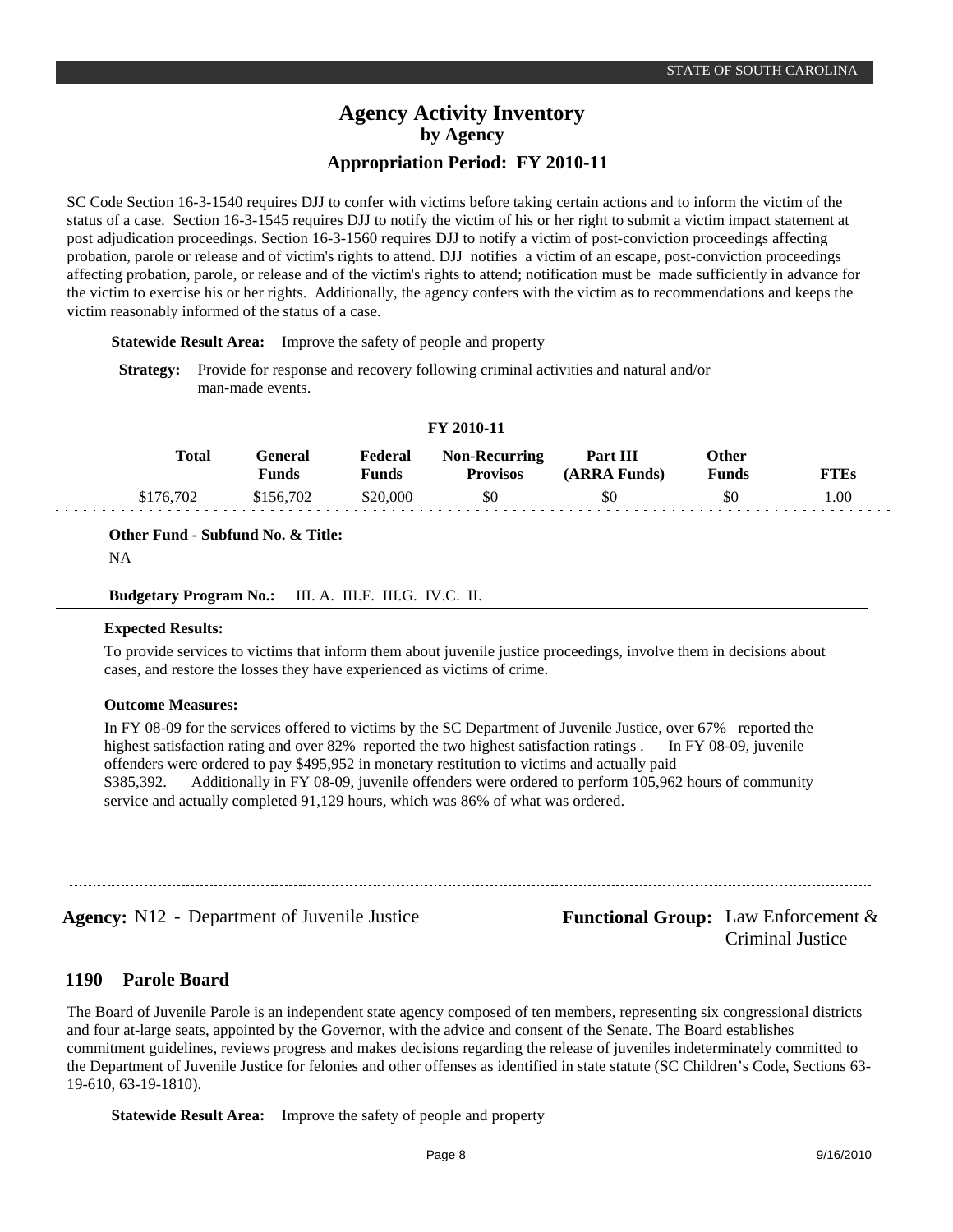SC Code Section 16-3-1540 requires DJJ to confer with victims before taking certain actions and to inform the victim of the status of a case. Section 16-3-1545 requires DJJ to notify the victim of his or her right to submit a victim impact statement at post adjudication proceedings. Section 16-3-1560 requires DJJ to notify a victim of post-conviction proceedings affecting probation, parole or release and of victim's rights to attend. DJJ notifies a victim of an escape, post-conviction proceedings affecting probation, parole, or release and of the victim's rights to attend; notification must be made sufficiently in advance for the victim to exercise his or her rights. Additionally, the agency confers with the victim as to recommendations and keeps the victim reasonably informed of the status of a case.

**Statewide Result Area:** Improve the safety of people and property

**Strategy:** Provide for response and recovery following criminal activities and natural and/or man-made events.

**FY 2010-11**

| Total | General Funds | Federal Funds | Non-Recurring Provisos | Part III (ARRA Funds) | Other Funds | FTEs |
|---|---|---|---|---|---|---|
| $176,702 | $156,702 | $20,000 | $0 | $0 | $0 | 1.00 |

**Other Fund - Subfund No. & Title:**

NA

**Budgetary Program No.:** III. A. III.F. III.G. IV.C. II.

**Expected Results:**

To provide services to victims that inform them about juvenile justice proceedings, involve them in decisions about cases, and restore the losses they have experienced as victims of crime.

**Outcome Measures:**

In FY 08-09 for the services offered to victims by the SC Department of Juvenile Justice, over 67% reported the highest satisfaction rating and over 82% reported the two highest satisfaction ratings . In FY 08-09, juvenile offenders were ordered to pay $495,952 in monetary restitution to victims and actually paid $385,392. Additionally in FY 08-09, juvenile offenders were ordered to perform 105,962 hours of community service and actually completed 91,129 hours, which was 86% of what was ordered.

---

**Agency:** N12 - Department of Juvenile Justice

**Functional Group:** Law Enforcement & Criminal Justice

## 1190 Parole Board

The Board of Juvenile Parole is an independent state agency composed of ten members, representing six congressional districts and four at-large seats, appointed by the Governor, with the advice and consent of the Senate. The Board establishes commitment guidelines, reviews progress and makes decisions regarding the release of juveniles indeterminately committed to the Department of Juvenile Justice for felonies and other offenses as identified in state statute (SC Children's Code, Sections 63-19-610, 63-19-1810).

**Statewide Result Area:** Improve the safety of people and property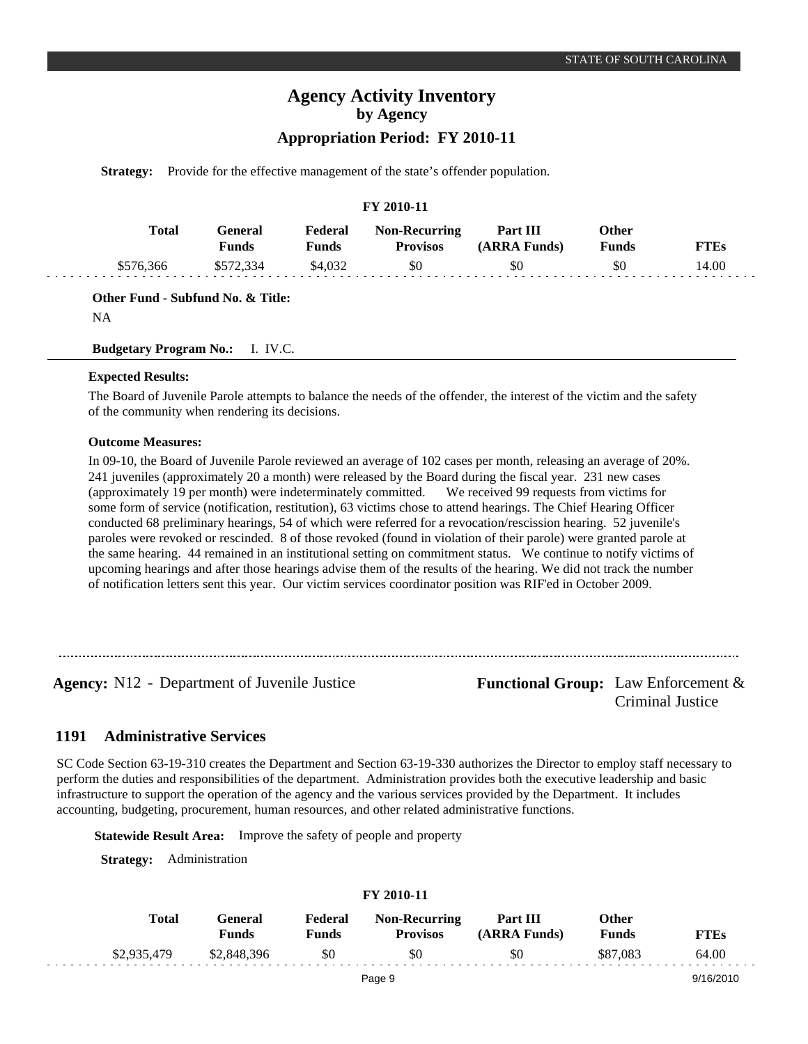**Strategy:** Provide for the effective management of the state's offender population.

**FY 2010-11**

| Total | General Funds | Federal Funds | Non-Recurring Provisos | Part III (ARRA Funds) | Other Funds | FTEs |
|---|---|---|---|---|---|---|
| $576,366 | $572,334 | $4,032 | $0 | $0 | $0 | 14.00 |

**Other Fund - Subfund No. & Title:**

NA

**Budgetary Program No.:** I. IV.C.

**Expected Results:**

The Board of Juvenile Parole attempts to balance the needs of the offender, the interest of the victim and the safety of the community when rendering its decisions.

**Outcome Measures:**

In 09-10, the Board of Juvenile Parole reviewed an average of 102 cases per month, releasing an average of 20%. 241 juveniles (approximately 20 a month) were released by the Board during the fiscal year. 231 new cases (approximately 19 per month) were indeterminately committed. We received 99 requests from victims for some form of service (notification, restitution), 63 victims chose to attend hearings. The Chief Hearing Officer conducted 68 preliminary hearings, 54 of which were referred for a revocation/rescission hearing. 52 juvenile's paroles were revoked or rescinded. 8 of those revoked (found in violation of their parole) were granted parole at the same hearing. 44 remained in an institutional setting on commitment status. We continue to notify victims of upcoming hearings and after those hearings advise them of the results of the hearing. We did not track the number of notification letters sent this year. Our victim services coordinator position was RIF'ed in October 2009.

---

**Agency:** N12 - Department of Juvenile Justice

**Functional Group:** Law Enforcement & Criminal Justice

## 1191 Administrative Services

SC Code Section 63-19-310 creates the Department and Section 63-19-330 authorizes the Director to employ staff necessary to perform the duties and responsibilities of the department. Administration provides both the executive leadership and basic infrastructure to support the operation of the agency and the various services provided by the Department. It includes accounting, budgeting, procurement, human resources, and other related administrative functions.

**Statewide Result Area:** Improve the safety of people and property

**Strategy:** Administration

**FY 2010-11**

| Total | General Funds | Federal Funds | Non-Recurring Provisos | Part III (ARRA Funds) | Other Funds | FTEs |
|---|---|---|---|---|---|---|
| $2,935,479 | $2,848,396 | $0 | $0 | $0 | $87,083 | 64.00 |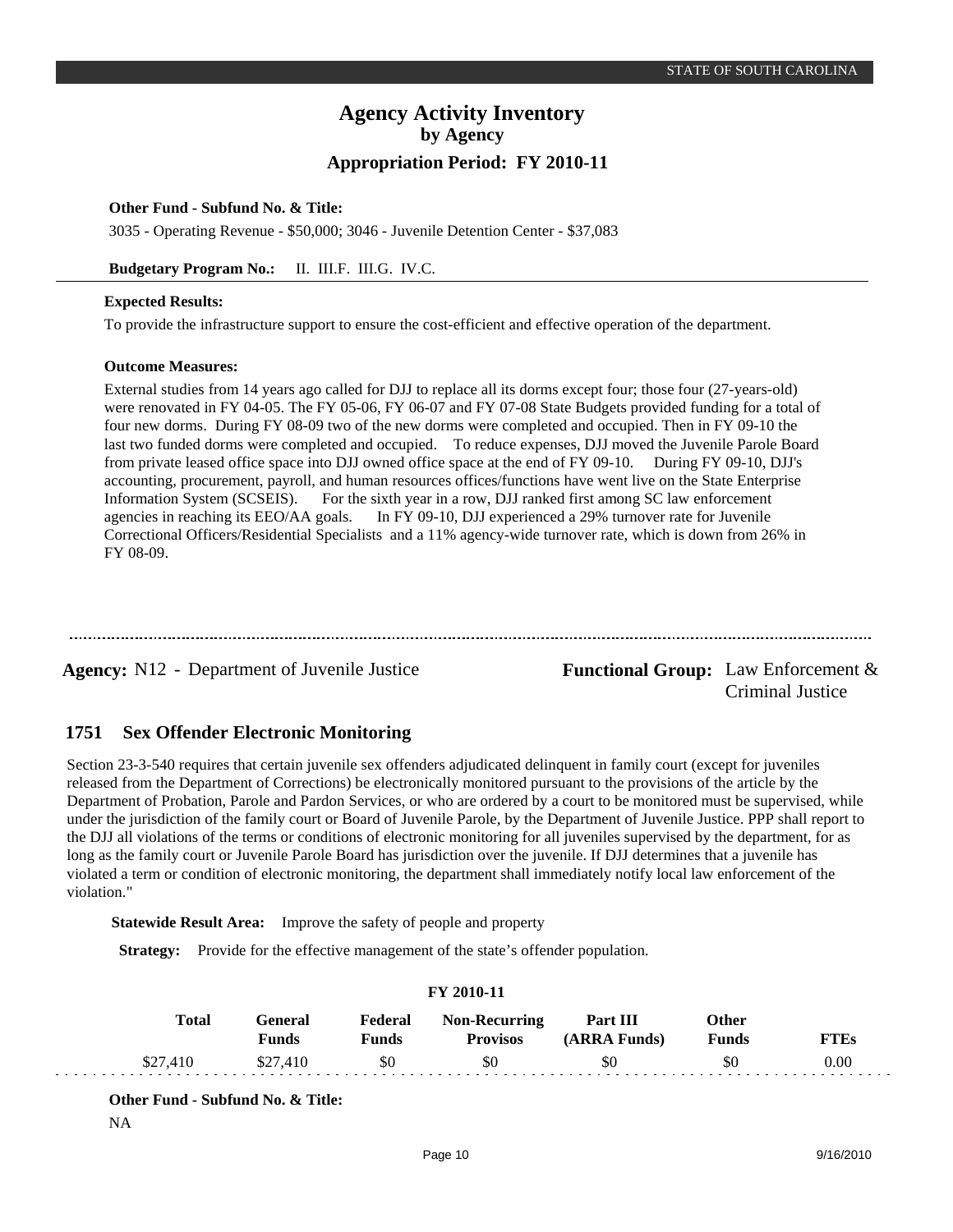**Other Fund - Subfund No. & Title:**

3035 - Operating Revenue - $50,000; 3046 - Juvenile Detention Center - $37,083

**Budgetary Program No.:** II. III.F. III.G. IV.C.

**Expected Results:**

To provide the infrastructure support to ensure the cost-efficient and effective operation of the department.

**Outcome Measures:**

External studies from 14 years ago called for DJJ to replace all its dorms except four; those four (27-years-old) were renovated in FY 04-05. The FY 05-06, FY 06-07 and FY 07-08 State Budgets provided funding for a total of four new dorms. During FY 08-09 two of the new dorms were completed and occupied. Then in FY 09-10 the last two funded dorms were completed and occupied. To reduce expenses, DJJ moved the Juvenile Parole Board from private leased office space into DJJ owned office space at the end of FY 09-10. During FY 09-10, DJJ's accounting, procurement, payroll, and human resources offices/functions have went live on the State Enterprise Information System (SCSEIS). For the sixth year in a row, DJJ ranked first among SC law enforcement agencies in reaching its EEO/AA goals. In FY 09-10, DJJ experienced a 29% turnover rate for Juvenile Correctional Officers/Residential Specialists and a 11% agency-wide turnover rate, which is down from 26% in FY 08-09.

---

**Agency:** N12 - Department of Juvenile Justice

**Functional Group:** Law Enforcement & Criminal Justice

## 1751 Sex Offender Electronic Monitoring

Section 23-3-540 requires that certain juvenile sex offenders adjudicated delinquent in family court (except for juveniles released from the Department of Corrections) be electronically monitored pursuant to the provisions of the article by the Department of Probation, Parole and Pardon Services, or who are ordered by a court to be monitored must be supervised, while under the jurisdiction of the family court or Board of Juvenile Parole, by the Department of Juvenile Justice. PPP shall report to the DJJ all violations of the terms or conditions of electronic monitoring for all juveniles supervised by the department, for as long as the family court or Juvenile Parole Board has jurisdiction over the juvenile. If DJJ determines that a juvenile has violated a term or condition of electronic monitoring, the department shall immediately notify local law enforcement of the violation."

**Statewide Result Area:** Improve the safety of people and property

**Strategy:** Provide for the effective management of the state's offender population.

**FY 2010-11**

| Total | General Funds | Federal Funds | Non-Recurring Provisos | Part III (ARRA Funds) | Other Funds | FTEs |
|---|---|---|---|---|---|---|
| $27,410 | $27,410 | $0 | $0 | $0 | $0 | 0.00 |

**Other Fund - Subfund No. & Title:**

NA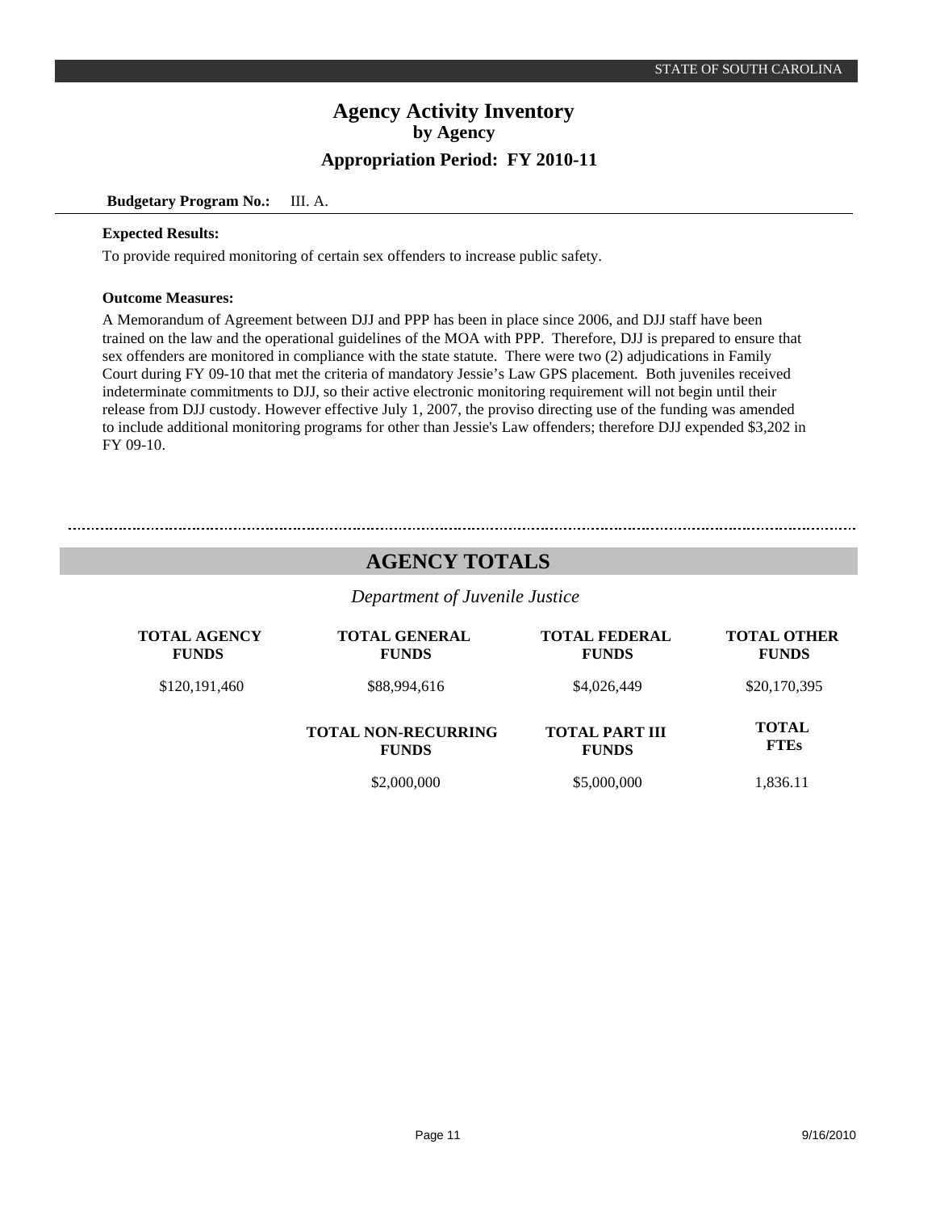# Agency Activity Inventory
## by Agency
### Appropriation Period: FY 2010-11

**Budgetary Program No.:** III. A.

**Expected Results:**

To provide required monitoring of certain sex offenders to increase public safety.

**Outcome Measures:**

A Memorandum of Agreement between DJJ and PPP has been in place since 2006, and DJJ staff have been trained on the law and the operational guidelines of the MOA with PPP. Therefore, DJJ is prepared to ensure that sex offenders are monitored in compliance with the state statute. There were two (2) adjudications in Family Court during FY 09-10 that met the criteria of mandatory Jessie's Law GPS placement. Both juveniles received indeterminate commitments to DJJ, so their active electronic monitoring requirement will not begin until their release from DJJ custody. However effective July 1, 2007, the proviso directing use of the funding was amended to include additional monitoring programs for other than Jessie's Law offenders; therefore DJJ expended $3,202 in FY 09-10.

## AGENCY TOTALS

*Department of Juvenile Justice*

| TOTAL AGENCY FUNDS | TOTAL GENERAL FUNDS | TOTAL FEDERAL FUNDS | TOTAL OTHER FUNDS |
|---|---|---|---|
| $120,191,460 | $88,994,616 | $4,026,449 | $20,170,395 |
| | **TOTAL NON-RECURRING FUNDS** | **TOTAL PART III FUNDS** | **TOTAL FTEs** |
| | $2,000,000 | $5,000,000 | 1,836.11 |